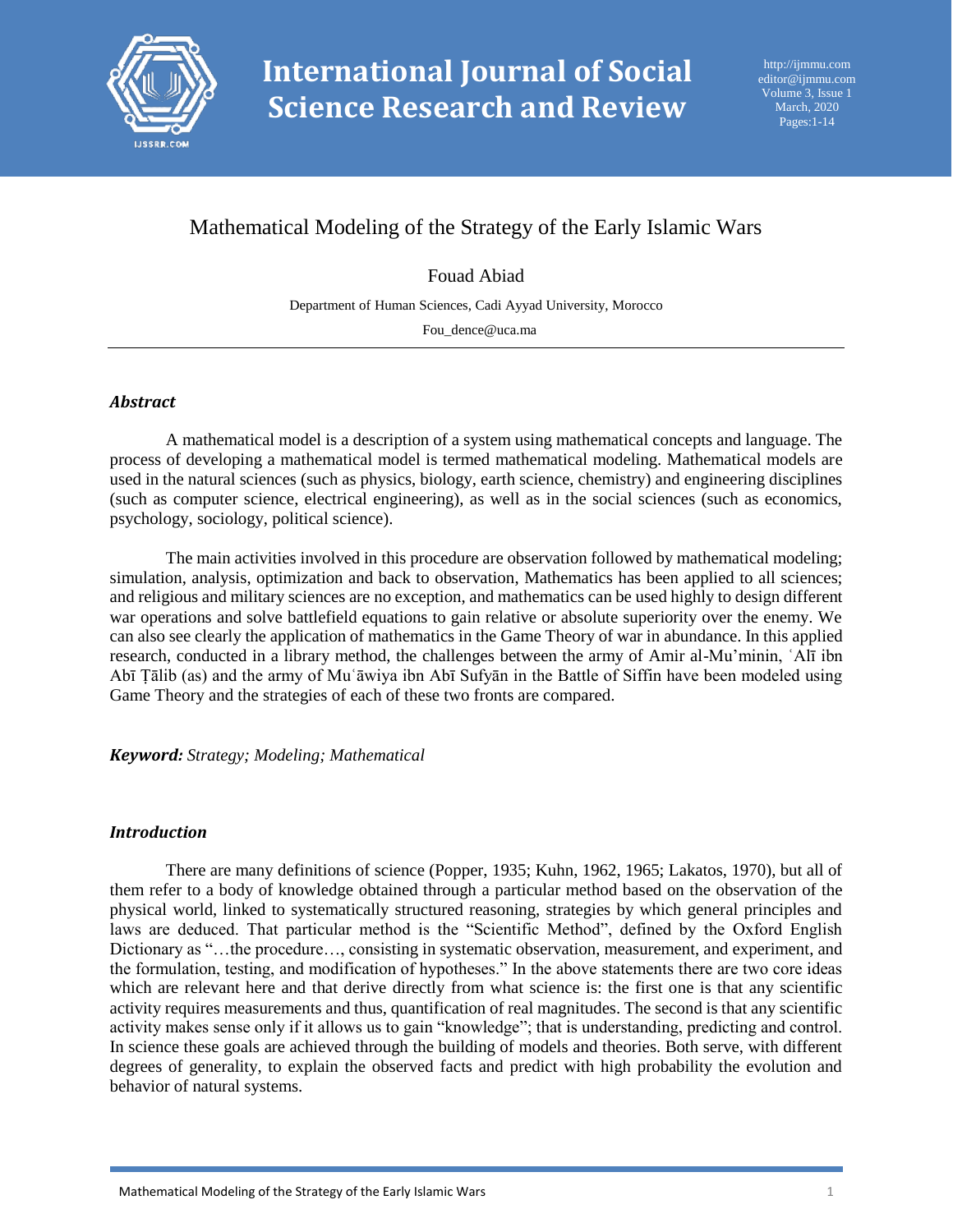# Mathematical Modeling of the Strategy of the Early Islamic Wars

Fouad Abiad

Department of Human Sciences, Cadi Ayyad University, Morocco

Fou_dence@uca.ma

---

## *Abstract*

A mathematical model is a description of a system using mathematical concepts and language. The process of developing a mathematical model is termed mathematical modeling. Mathematical models are used in the natural sciences (such as physics, biology, earth science, chemistry) and engineering disciplines (such as computer science, electrical engineering), as well as in the social sciences (such as economics, psychology, sociology, political science).

The main activities involved in this procedure are observation followed by mathematical modeling; simulation, analysis, optimization and back to observation, Mathematics has been applied to all sciences; and religious and military sciences are no exception, and mathematics can be used highly to design different war operations and solve battlefield equations to gain relative or absolute superiority over the enemy. We can also see clearly the application of mathematics in the Game Theory of war in abundance. In this applied research, conducted in a library method, the challenges between the army of Amir al-Mu'minin, ʿAlī ibn Abī Ṭālib (as) and the army of Muʿāwiya ibn Abī Sufyān in the Battle of Siffin have been modeled using Game Theory and the strategies of each of these two fronts are compared.

***Keyword:*** *Strategy; Modeling; Mathematical*

## *Introduction*

There are many definitions of science (Popper, 1935; Kuhn, 1962, 1965; Lakatos, 1970), but all of them refer to a body of knowledge obtained through a particular method based on the observation of the physical world, linked to systematically structured reasoning, strategies by which general principles and laws are deduced. That particular method is the "Scientific Method", defined by the Oxford English Dictionary as "…the procedure…, consisting in systematic observation, measurement, and experiment, and the formulation, testing, and modification of hypotheses." In the above statements there are two core ideas which are relevant here and that derive directly from what science is: the first one is that any scientific activity requires measurements and thus, quantification of real magnitudes. The second is that any scientific activity makes sense only if it allows us to gain "knowledge"; that is understanding, predicting and control. In science these goals are achieved through the building of models and theories. Both serve, with different degrees of generality, to explain the observed facts and predict with high probability the evolution and behavior of natural systems.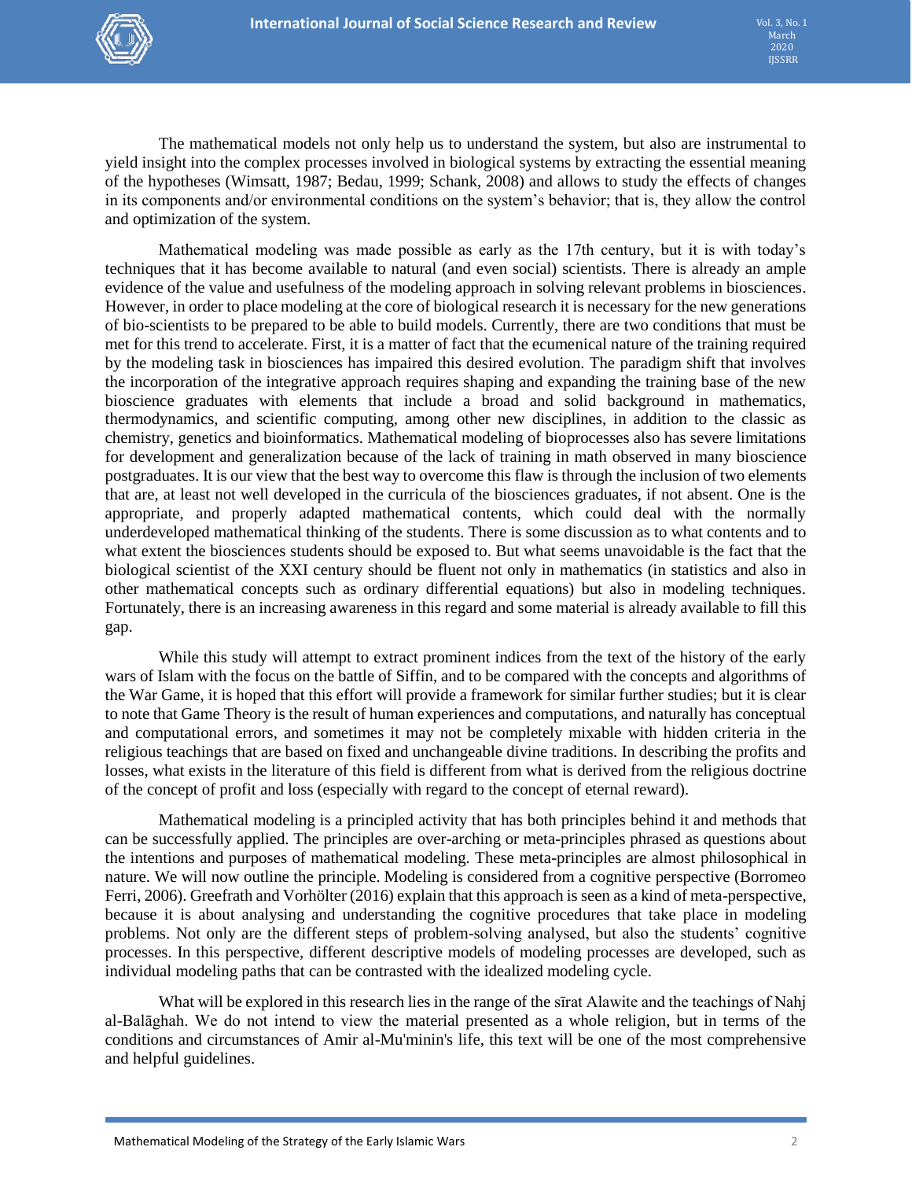The mathematical models not only help us to understand the system, but also are instrumental to yield insight into the complex processes involved in biological systems by extracting the essential meaning of the hypotheses (Wimsatt, 1987; Bedau, 1999; Schank, 2008) and allows to study the effects of changes in its components and/or environmental conditions on the system's behavior; that is, they allow the control and optimization of the system.

Mathematical modeling was made possible as early as the 17th century, but it is with today's techniques that it has become available to natural (and even social) scientists. There is already an ample evidence of the value and usefulness of the modeling approach in solving relevant problems in biosciences. However, in order to place modeling at the core of biological research it is necessary for the new generations of bio-scientists to be prepared to be able to build models. Currently, there are two conditions that must be met for this trend to accelerate. First, it is a matter of fact that the ecumenical nature of the training required by the modeling task in biosciences has impaired this desired evolution. The paradigm shift that involves the incorporation of the integrative approach requires shaping and expanding the training base of the new bioscience graduates with elements that include a broad and solid background in mathematics, thermodynamics, and scientific computing, among other new disciplines, in addition to the classic as chemistry, genetics and bioinformatics. Mathematical modeling of bioprocesses also has severe limitations for development and generalization because of the lack of training in math observed in many bioscience postgraduates. It is our view that the best way to overcome this flaw is through the inclusion of two elements that are, at least not well developed in the curricula of the biosciences graduates, if not absent. One is the appropriate, and properly adapted mathematical contents, which could deal with the normally underdeveloped mathematical thinking of the students. There is some discussion as to what contents and to what extent the biosciences students should be exposed to. But what seems unavoidable is the fact that the biological scientist of the XXI century should be fluent not only in mathematics (in statistics and also in other mathematical concepts such as ordinary differential equations) but also in modeling techniques. Fortunately, there is an increasing awareness in this regard and some material is already available to fill this gap.

While this study will attempt to extract prominent indices from the text of the history of the early wars of Islam with the focus on the battle of Siffin, and to be compared with the concepts and algorithms of the War Game, it is hoped that this effort will provide a framework for similar further studies; but it is clear to note that Game Theory is the result of human experiences and computations, and naturally has conceptual and computational errors, and sometimes it may not be completely mixable with hidden criteria in the religious teachings that are based on fixed and unchangeable divine traditions. In describing the profits and losses, what exists in the literature of this field is different from what is derived from the religious doctrine of the concept of profit and loss (especially with regard to the concept of eternal reward).

Mathematical modeling is a principled activity that has both principles behind it and methods that can be successfully applied. The principles are over-arching or meta-principles phrased as questions about the intentions and purposes of mathematical modeling. These meta-principles are almost philosophical in nature. We will now outline the principle. Modeling is considered from a cognitive perspective (Borromeo Ferri, 2006). Greefrath and Vorhölter (2016) explain that this approach is seen as a kind of meta-perspective, because it is about analysing and understanding the cognitive procedures that take place in modeling problems. Not only are the different steps of problem-solving analysed, but also the students' cognitive processes. In this perspective, different descriptive models of modeling processes are developed, such as individual modeling paths that can be contrasted with the idealized modeling cycle.

What will be explored in this research lies in the range of the sīrat Alawite and the teachings of Nahj al-Balāghah. We do not intend to view the material presented as a whole religion, but in terms of the conditions and circumstances of Amir al-Mu'minin's life, this text will be one of the most comprehensive and helpful guidelines.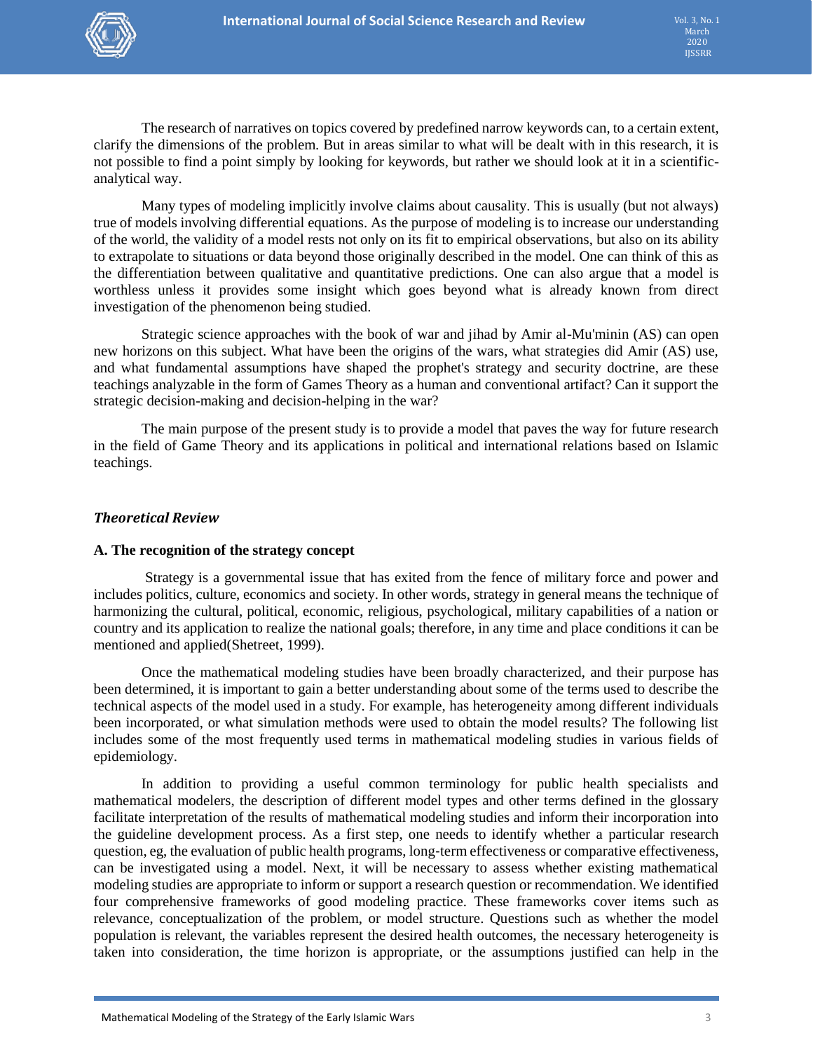The research of narratives on topics covered by predefined narrow keywords can, to a certain extent, clarify the dimensions of the problem. But in areas similar to what will be dealt with in this research, it is not possible to find a point simply by looking for keywords, but rather we should look at it in a scientific-analytical way.

Many types of modeling implicitly involve claims about causality. This is usually (but not always) true of models involving differential equations. As the purpose of modeling is to increase our understanding of the world, the validity of a model rests not only on its fit to empirical observations, but also on its ability to extrapolate to situations or data beyond those originally described in the model. One can think of this as the differentiation between qualitative and quantitative predictions. One can also argue that a model is worthless unless it provides some insight which goes beyond what is already known from direct investigation of the phenomenon being studied.

Strategic science approaches with the book of war and jihad by Amir al-Mu'minin (AS) can open new horizons on this subject. What have been the origins of the wars, what strategies did Amir (AS) use, and what fundamental assumptions have shaped the prophet's strategy and security doctrine, are these teachings analyzable in the form of Games Theory as a human and conventional artifact? Can it support the strategic decision-making and decision-helping in the war?

The main purpose of the present study is to provide a model that paves the way for future research in the field of Game Theory and its applications in political and international relations based on Islamic teachings.

## *Theoretical Review*

### A. The recognition of the strategy concept

Strategy is a governmental issue that has exited from the fence of military force and power and includes politics, culture, economics and society. In other words, strategy in general means the technique of harmonizing the cultural, political, economic, religious, psychological, military capabilities of a nation or country and its application to realize the national goals; therefore, in any time and place conditions it can be mentioned and applied(Shetreet, 1999).

Once the mathematical modeling studies have been broadly characterized, and their purpose has been determined, it is important to gain a better understanding about some of the terms used to describe the technical aspects of the model used in a study. For example, has heterogeneity among different individuals been incorporated, or what simulation methods were used to obtain the model results? The following list includes some of the most frequently used terms in mathematical modeling studies in various fields of epidemiology.

In addition to providing a useful common terminology for public health specialists and mathematical modelers, the description of different model types and other terms defined in the glossary facilitate interpretation of the results of mathematical modeling studies and inform their incorporation into the guideline development process. As a first step, one needs to identify whether a particular research question, eg, the evaluation of public health programs, long-term effectiveness or comparative effectiveness, can be investigated using a model. Next, it will be necessary to assess whether existing mathematical modeling studies are appropriate to inform or support a research question or recommendation. We identified four comprehensive frameworks of good modeling practice. These frameworks cover items such as relevance, conceptualization of the problem, or model structure. Questions such as whether the model population is relevant, the variables represent the desired health outcomes, the necessary heterogeneity is taken into consideration, the time horizon is appropriate, or the assumptions justified can help in the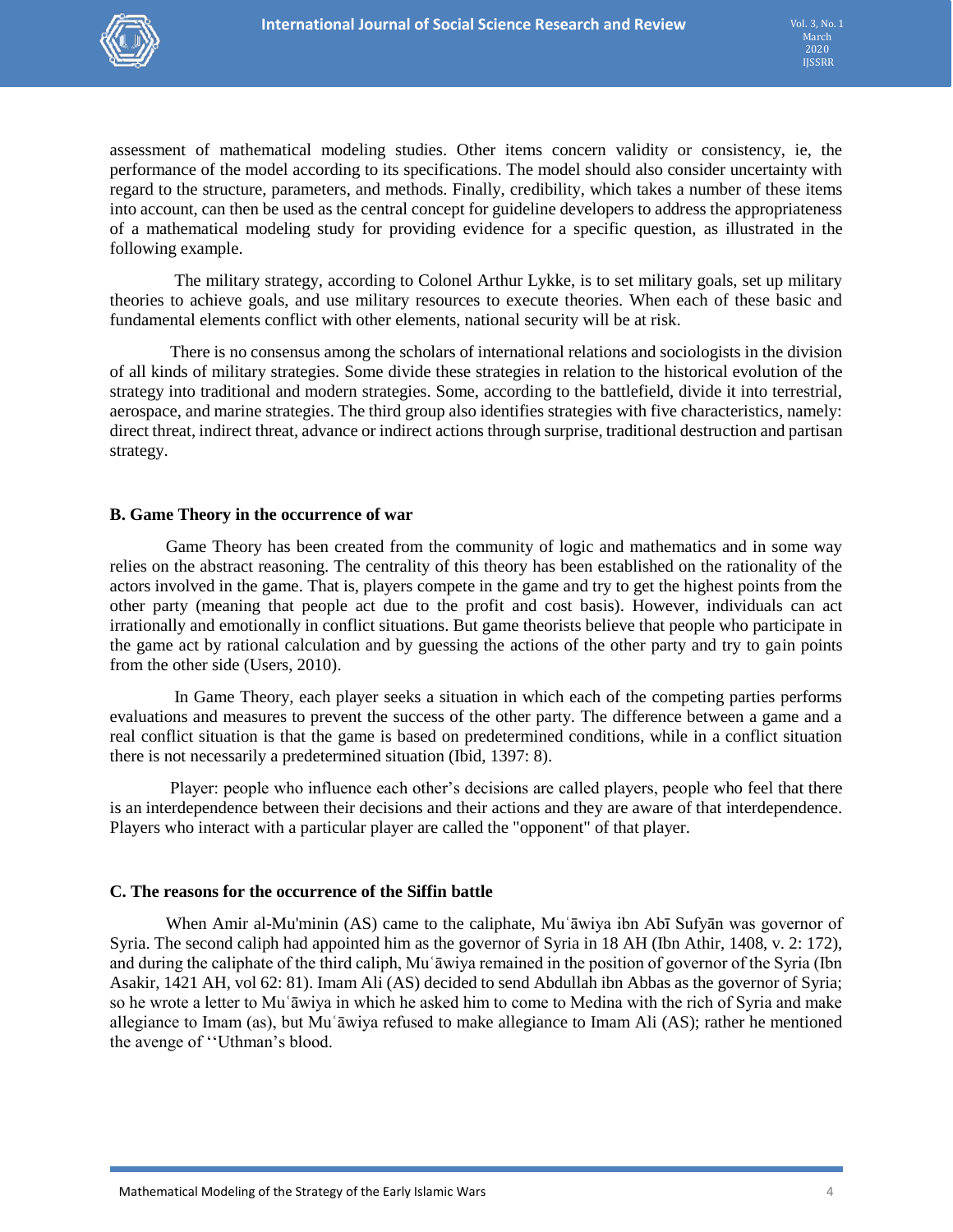assessment of mathematical modeling studies. Other items concern validity or consistency, ie, the performance of the model according to its specifications. The model should also consider uncertainty with regard to the structure, parameters, and methods. Finally, credibility, which takes a number of these items into account, can then be used as the central concept for guideline developers to address the appropriateness of a mathematical modeling study for providing evidence for a specific question, as illustrated in the following example.

The military strategy, according to Colonel Arthur Lykke, is to set military goals, set up military theories to achieve goals, and use military resources to execute theories. When each of these basic and fundamental elements conflict with other elements, national security will be at risk.

There is no consensus among the scholars of international relations and sociologists in the division of all kinds of military strategies. Some divide these strategies in relation to the historical evolution of the strategy into traditional and modern strategies. Some, according to the battlefield, divide it into terrestrial, aerospace, and marine strategies. The third group also identifies strategies with five characteristics, namely: direct threat, indirect threat, advance or indirect actions through surprise, traditional destruction and partisan strategy.

### B. Game Theory in the occurrence of war

Game Theory has been created from the community of logic and mathematics and in some way relies on the abstract reasoning. The centrality of this theory has been established on the rationality of the actors involved in the game. That is, players compete in the game and try to get the highest points from the other party (meaning that people act due to the profit and cost basis). However, individuals can act irrationally and emotionally in conflict situations. But game theorists believe that people who participate in the game act by rational calculation and by guessing the actions of the other party and try to gain points from the other side (Users, 2010).

In Game Theory, each player seeks a situation in which each of the competing parties performs evaluations and measures to prevent the success of the other party. The difference between a game and a real conflict situation is that the game is based on predetermined conditions, while in a conflict situation there is not necessarily a predetermined situation (Ibid, 1397: 8).

Player: people who influence each other's decisions are called players, people who feel that there is an interdependence between their decisions and their actions and they are aware of that interdependence. Players who interact with a particular player are called the "opponent" of that player.

### C. The reasons for the occurrence of the Siffin battle

When Amir al-Mu'minin (AS) came to the caliphate, Muʿāwiya ibn Abī Sufyān was governor of Syria. The second caliph had appointed him as the governor of Syria in 18 AH (Ibn Athir, 1408, v. 2: 172), and during the caliphate of the third caliph, Muʿāwiya remained in the position of governor of the Syria (Ibn Asakir, 1421 AH, vol 62: 81). Imam Ali (AS) decided to send Abdullah ibn Abbas as the governor of Syria; so he wrote a letter to Muʿāwiya in which he asked him to come to Medina with the rich of Syria and make allegiance to Imam (as), but Muʿāwiya refused to make allegiance to Imam Ali (AS); rather he mentioned the avenge of ''Uthman's blood.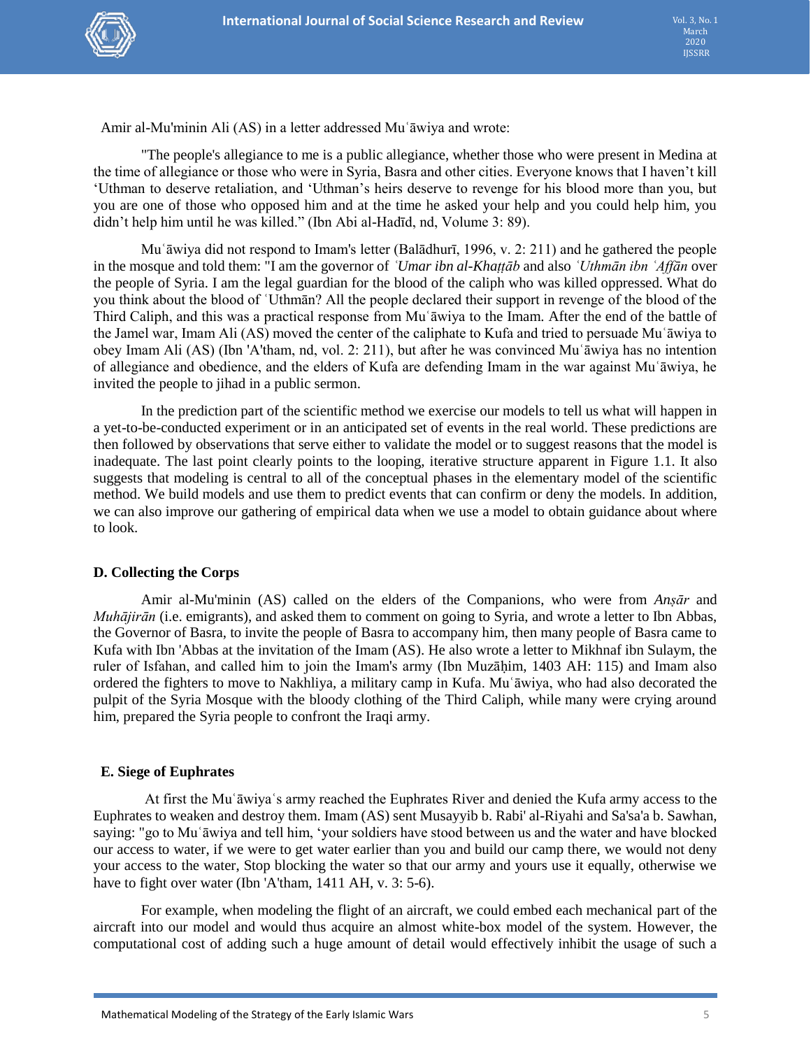Amir al-Mu'minin Ali (AS) in a letter addressed Muʿāwiya and wrote:

"The people's allegiance to me is a public allegiance, whether those who were present in Medina at the time of allegiance or those who were in Syria, Basra and other cities. Everyone knows that I haven't kill 'Uthman to deserve retaliation, and 'Uthman's heirs deserve to revenge for his blood more than you, but you are one of those who opposed him and at the time he asked your help and you could help him, you didn't help him until he was killed." (Ibn Abi al-Hadīd, nd, Volume 3: 89).

Muʿāwiya did not respond to Imam's letter (Balādhurī, 1996, v. 2: 211) and he gathered the people in the mosque and told them: "I am the governor of *ʿUmar ibn al-Khaṭṭāb* and also *ʿUthmān ibn ʿAffān* over the people of Syria. I am the legal guardian for the blood of the caliph who was killed oppressed. What do you think about the blood of ʿUthmān? All the people declared their support in revenge of the blood of the Third Caliph, and this was a practical response from Muʿāwiya to the Imam. After the end of the battle of the Jamel war, Imam Ali (AS) moved the center of the caliphate to Kufa and tried to persuade Muʿāwiya to obey Imam Ali (AS) (Ibn 'A'tham, nd, vol. 2: 211), but after he was convinced Muʿāwiya has no intention of allegiance and obedience, and the elders of Kufa are defending Imam in the war against Muʿāwiya, he invited the people to jihad in a public sermon.

In the prediction part of the scientific method we exercise our models to tell us what will happen in a yet-to-be-conducted experiment or in an anticipated set of events in the real world. These predictions are then followed by observations that serve either to validate the model or to suggest reasons that the model is inadequate. The last point clearly points to the looping, iterative structure apparent in Figure 1.1. It also suggests that modeling is central to all of the conceptual phases in the elementary model of the scientific method. We build models and use them to predict events that can confirm or deny the models. In addition, we can also improve our gathering of empirical data when we use a model to obtain guidance about where to look.

### D. Collecting the Corps

Amir al-Mu'minin (AS) called on the elders of the Companions, who were from *Anṣār* and *Muhājirān* (i.e. emigrants), and asked them to comment on going to Syria, and wrote a letter to Ibn Abbas, the Governor of Basra, to invite the people of Basra to accompany him, then many people of Basra came to Kufa with Ibn 'Abbas at the invitation of the Imam (AS). He also wrote a letter to Mikhnaf ibn Sulaym, the ruler of Isfahan, and called him to join the Imam's army (Ibn Muzāḥim, 1403 AH: 115) and Imam also ordered the fighters to move to Nakhliya, a military camp in Kufa. Muʿāwiya, who had also decorated the pulpit of the Syria Mosque with the bloody clothing of the Third Caliph, while many were crying around him, prepared the Syria people to confront the Iraqi army.

### E. Siege of Euphrates

At first the Muʿāwiyaʿs army reached the Euphrates River and denied the Kufa army access to the Euphrates to weaken and destroy them. Imam (AS) sent Musayyib b. Rabi' al-Riyahi and Sa'sa'a b. Sawhan, saying: "go to Muʿāwiya and tell him, 'your soldiers have stood between us and the water and have blocked our access to water, if we were to get water earlier than you and build our camp there, we would not deny your access to the water, Stop blocking the water so that our army and yours use it equally, otherwise we have to fight over water (Ibn 'A'tham, 1411 AH, v. 3: 5-6).

For example, when modeling the flight of an aircraft, we could embed each mechanical part of the aircraft into our model and would thus acquire an almost white-box model of the system. However, the computational cost of adding such a huge amount of detail would effectively inhibit the usage of such a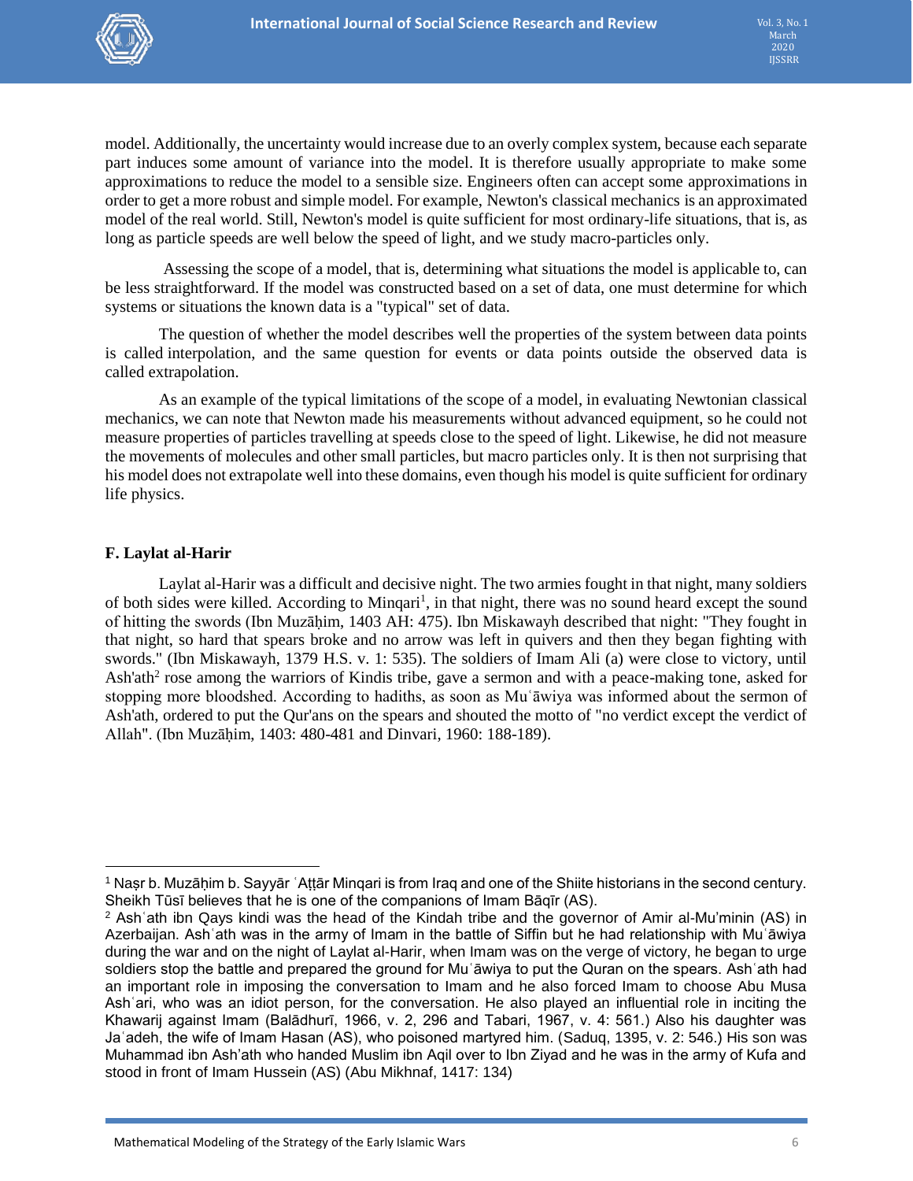model. Additionally, the uncertainty would increase due to an overly complex system, because each separate part induces some amount of variance into the model. It is therefore usually appropriate to make some approximations to reduce the model to a sensible size. Engineers often can accept some approximations in order to get a more robust and simple model. For example, Newton's classical mechanics is an approximated model of the real world. Still, Newton's model is quite sufficient for most ordinary-life situations, that is, as long as particle speeds are well below the speed of light, and we study macro-particles only.

Assessing the scope of a model, that is, determining what situations the model is applicable to, can be less straightforward. If the model was constructed based on a set of data, one must determine for which systems or situations the known data is a "typical" set of data.

The question of whether the model describes well the properties of the system between data points is called interpolation, and the same question for events or data points outside the observed data is called extrapolation.

As an example of the typical limitations of the scope of a model, in evaluating Newtonian classical mechanics, we can note that Newton made his measurements without advanced equipment, so he could not measure properties of particles travelling at speeds close to the speed of light. Likewise, he did not measure the movements of molecules and other small particles, but macro particles only. It is then not surprising that his model does not extrapolate well into these domains, even though his model is quite sufficient for ordinary life physics.

### F. Laylat al-Harir

Laylat al-Harir was a difficult and decisive night. The two armies fought in that night, many soldiers of both sides were killed. According to Minqari[1], in that night, there was no sound heard except the sound of hitting the swords (Ibn Muzāḥim, 1403 AH: 475). Ibn Miskawayh described that night: "They fought in that night, so hard that spears broke and no arrow was left in quivers and then they began fighting with swords." (Ibn Miskawayh, 1379 H.S. v. 1: 535). The soldiers of Imam Ali (a) were close to victory, until Ash'ath[2] rose among the warriors of Kindis tribe, gave a sermon and with a peace-making tone, asked for stopping more bloodshed. According to hadiths, as soon as Muʿāwiya was informed about the sermon of Ash'ath, ordered to put the Qur'ans on the spears and shouted the motto of "no verdict except the verdict of Allah". (Ibn Muzāḥim, 1403: 480-481 and Dinvari, 1960: 188-189).

---

[1] Naṣr b. Muzāḥim b. Sayyār ʿAṭṭār Minqari is from Iraq and one of the Shiite historians in the second century. Sheikh Tūsī believes that he is one of the companions of Imam Bāqīr (AS).

[2] Ashʿath ibn Qays kindi was the head of the Kindah tribe and the governor of Amir al-Mu'minin (AS) in Azerbaijan. Ashʿath was in the army of Imam in the battle of Siffin but he had relationship with Muʿāwiya during the war and on the night of Laylat al-Harir, when Imam was on the verge of victory, he began to urge soldiers stop the battle and prepared the ground for Muʿāwiya to put the Quran on the spears. Ashʿath had an important role in imposing the conversation to Imam and he also forced Imam to choose Abu Musa Ashʿari, who was an idiot person, for the conversation. He also played an influential role in inciting the Khawarij against Imam (Balādhurī, 1966, v. 2, 296 and Tabari, 1967, v. 4: 561.) Also his daughter was Jaʿadeh, the wife of Imam Hasan (AS), who poisoned martyred him. (Saduq, 1395, v. 2: 546.) His son was Muhammad ibn Ash'ath who handed Muslim ibn Aqil over to Ibn Ziyad and he was in the army of Kufa and stood in front of Imam Hussein (AS) (Abu Mikhnaf, 1417: 134)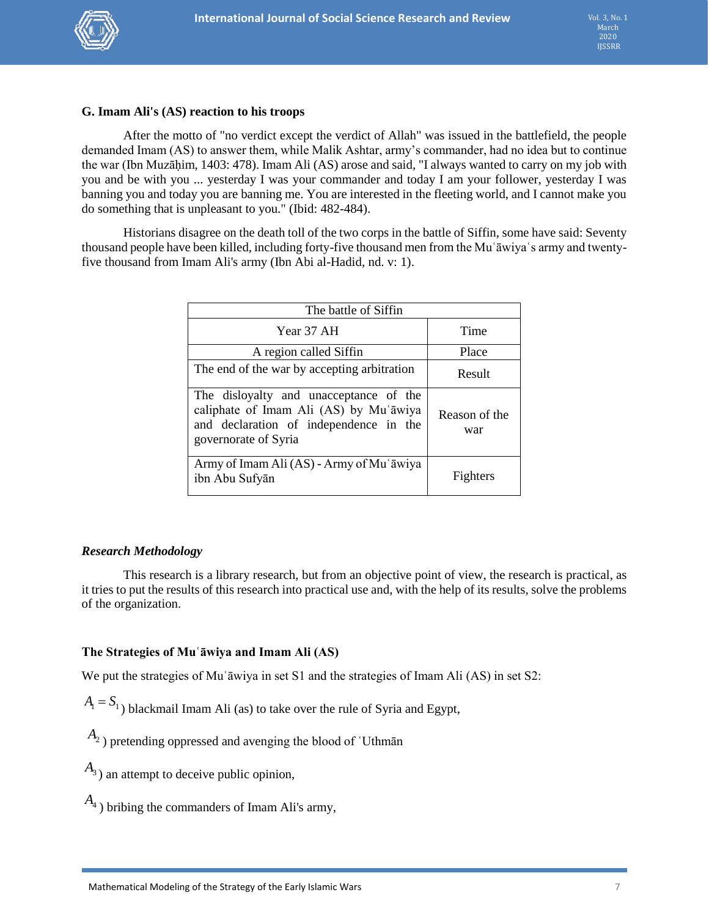### G. Imam Ali's (AS) reaction to his troops

After the motto of "no verdict except the verdict of Allah" was issued in the battlefield, the people demanded Imam (AS) to answer them, while Malik Ashtar, army's commander, had no idea but to continue the war (Ibn Muzāḥim, 1403: 478). Imam Ali (AS) arose and said, "I always wanted to carry on my job with you and be with you ... yesterday I was your commander and today I am your follower, yesterday I was banning you and today you are banning me. You are interested in the fleeting world, and I cannot make you do something that is unpleasant to you." (Ibid: 482-484).

Historians disagree on the death toll of the two corps in the battle of Siffin, some have said: Seventy thousand people have been killed, including forty-five thousand men from the Muʿāwiyaʿs army and twenty-five thousand from Imam Ali's army (Ibn Abi al-Hadid, nd. v: 1).

| The battle of Siffin | |
|---|---|
| Year 37 AH | Time |
| A region called Siffin | Place |
| The end of the war by accepting arbitration | Result |
| The disloyalty and unacceptance of the caliphate of Imam Ali (AS) by Muʿāwiya and declaration of independence in the governorate of Syria | Reason of the war |
| Army of Imam Ali (AS) - Army of Muʿāwiya ibn Abu Sufyān | Fighters |

***Research Methodology***

This research is a library research, but from an objective point of view, the research is practical, as it tries to put the results of this research into practical use and, with the help of its results, solve the problems of the organization.

### The Strategies of Muʿāwiya and Imam Ali (AS)

We put the strategies of Muʿāwiya in set S1 and the strategies of Imam Ali (AS) in set S2:

$A_1 = S_1$) blackmail Imam Ali (as) to take over the rule of Syria and Egypt,

$A_2$) pretending oppressed and avenging the blood of ʿUthmān

$A_3$) an attempt to deceive public opinion,

$A_4$) bribing the commanders of Imam Ali's army,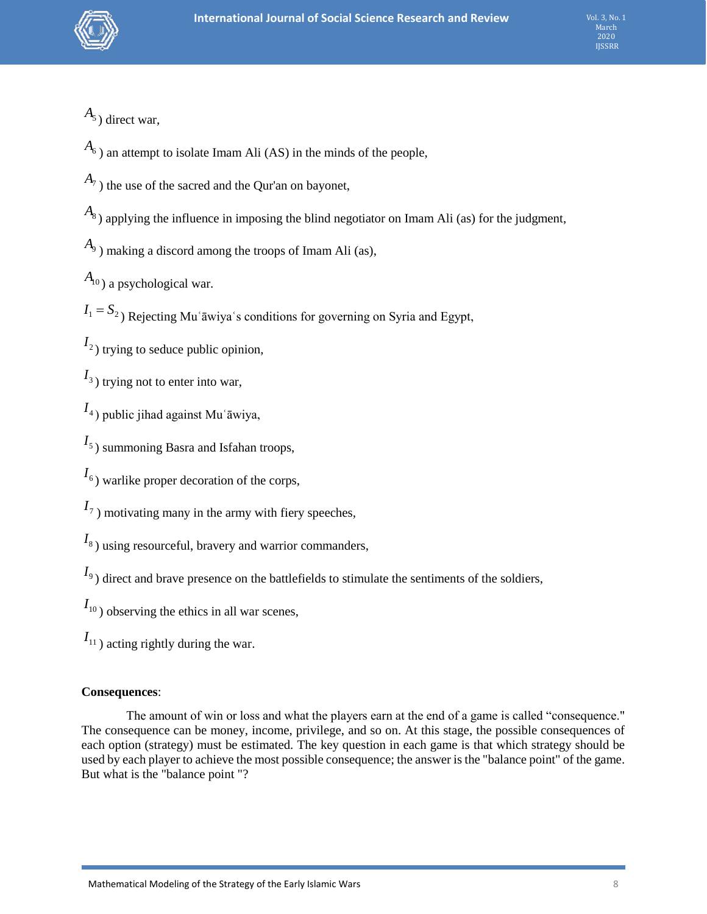$A_5$) direct war,

$A_6$) an attempt to isolate Imam Ali (AS) in the minds of the people,

$A_7$) the use of the sacred and the Qur'an on bayonet,

$A_8$) applying the influence in imposing the blind negotiator on Imam Ali (as) for the judgment,

$A_9$) making a discord among the troops of Imam Ali (as),

$A_{10}$) a psychological war.

$I_1 = S_2$) Rejecting Muʿāwiyaʿs conditions for governing on Syria and Egypt,

$I_2$) trying to seduce public opinion,

$I_3$) trying not to enter into war,

$I_4$) public jihad against Muʿāwiya,

$I_5$) summoning Basra and Isfahan troops,

$I_6$) warlike proper decoration of the corps,

$I_7$) motivating many in the army with fiery speeches,

$I_8$) using resourceful, bravery and warrior commanders,

$I_9$) direct and brave presence on the battlefields to stimulate the sentiments of the soldiers,

$I_{10}$) observing the ethics in all war scenes,

$I_{11}$) acting rightly during the war.

**Consequences**:

The amount of win or loss and what the players earn at the end of a game is called “consequence." The consequence can be money, income, privilege, and so on. At this stage, the possible consequences of each option (strategy) must be estimated. The key question in each game is that which strategy should be used by each player to achieve the most possible consequence; the answer is the "balance point" of the game. But what is the "balance point "?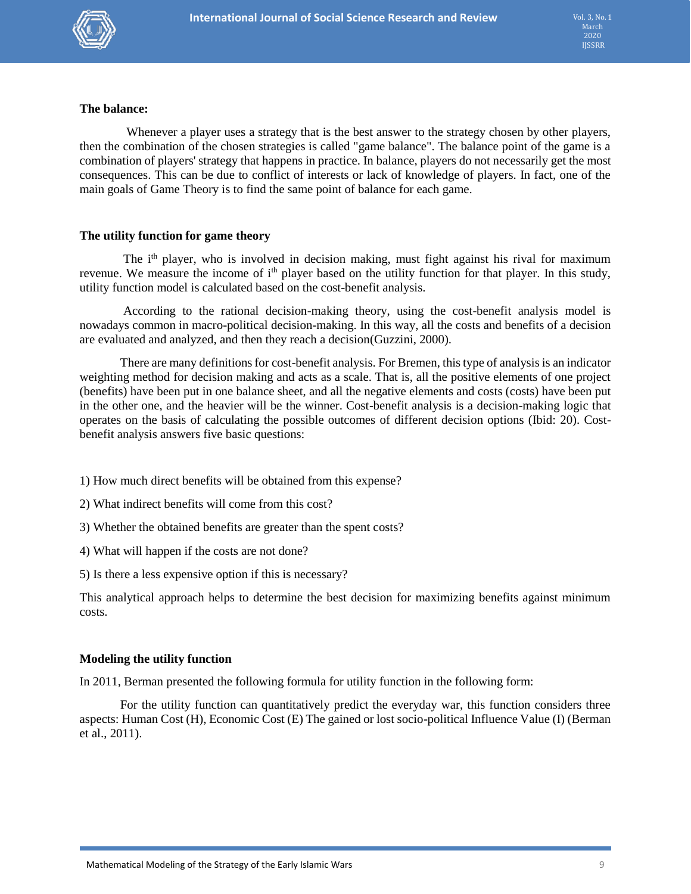### The balance:

Whenever a player uses a strategy that is the best answer to the strategy chosen by other players, then the combination of the chosen strategies is called "game balance". The balance point of the game is a combination of players' strategy that happens in practice. In balance, players do not necessarily get the most consequences. This can be due to conflict of interests or lack of knowledge of players. In fact, one of the main goals of Game Theory is to find the same point of balance for each game.

### The utility function for game theory

The $i^{th}$ player, who is involved in decision making, must fight against his rival for maximum revenue. We measure the income of $i^{th}$ player based on the utility function for that player. In this study, utility function model is calculated based on the cost-benefit analysis.

According to the rational decision-making theory, using the cost-benefit analysis model is nowadays common in macro-political decision-making. In this way, all the costs and benefits of a decision are evaluated and analyzed, and then they reach a decision(Guzzini, 2000).

There are many definitions for cost-benefit analysis. For Bremen, this type of analysis is an indicator weighting method for decision making and acts as a scale. That is, all the positive elements of one project (benefits) have been put in one balance sheet, and all the negative elements and costs (costs) have been put in the other one, and the heavier will be the winner. Cost-benefit analysis is a decision-making logic that operates on the basis of calculating the possible outcomes of different decision options (Ibid: 20). Cost-benefit analysis answers five basic questions:

1) How much direct benefits will be obtained from this expense?

2) What indirect benefits will come from this cost?

3) Whether the obtained benefits are greater than the spent costs?

4) What will happen if the costs are not done?

5) Is there a less expensive option if this is necessary?

This analytical approach helps to determine the best decision for maximizing benefits against minimum costs.

### Modeling the utility function

In 2011, Berman presented the following formula for utility function in the following form:

For the utility function can quantitatively predict the everyday war, this function considers three aspects: Human Cost (H), Economic Cost (E) The gained or lost socio-political Influence Value (I) (Berman et al., 2011).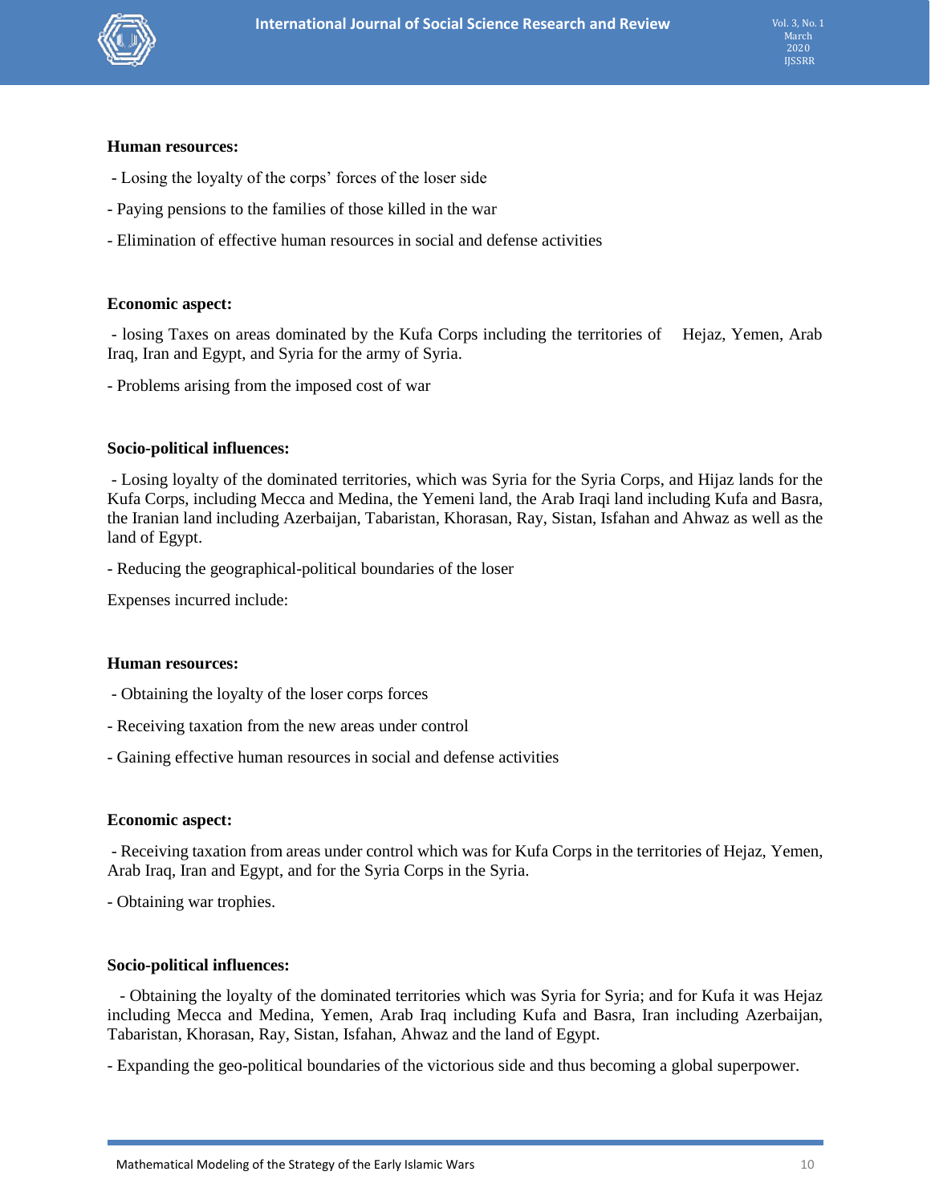**Human resources:**

- Losing the loyalty of the corps' forces of the loser side
- Paying pensions to the families of those killed in the war
- Elimination of effective human resources in social and defense activities

**Economic aspect:**

- losing Taxes on areas dominated by the Kufa Corps including the territories of Hejaz, Yemen, Arab Iraq, Iran and Egypt, and Syria for the army of Syria.
- Problems arising from the imposed cost of war

**Socio-political influences:**

- Losing loyalty of the dominated territories, which was Syria for the Syria Corps, and Hijaz lands for the Kufa Corps, including Mecca and Medina, the Yemeni land, the Arab Iraqi land including Kufa and Basra, the Iranian land including Azerbaijan, Tabaristan, Khorasan, Ray, Sistan, Isfahan and Ahwaz as well as the land of Egypt.
- Reducing the geographical-political boundaries of the loser

Expenses incurred include:

**Human resources:**

- Obtaining the loyalty of the loser corps forces
- Receiving taxation from the new areas under control
- Gaining effective human resources in social and defense activities

**Economic aspect:**

- Receiving taxation from areas under control which was for Kufa Corps in the territories of Hejaz, Yemen, Arab Iraq, Iran and Egypt, and for the Syria Corps in the Syria.
- Obtaining war trophies.

**Socio-political influences:**

- Obtaining the loyalty of the dominated territories which was Syria for Syria; and for Kufa it was Hejaz including Mecca and Medina, Yemen, Arab Iraq including Kufa and Basra, Iran including Azerbaijan, Tabaristan, Khorasan, Ray, Sistan, Isfahan, Ahwaz and the land of Egypt.
- Expanding the geo-political boundaries of the victorious side and thus becoming a global superpower.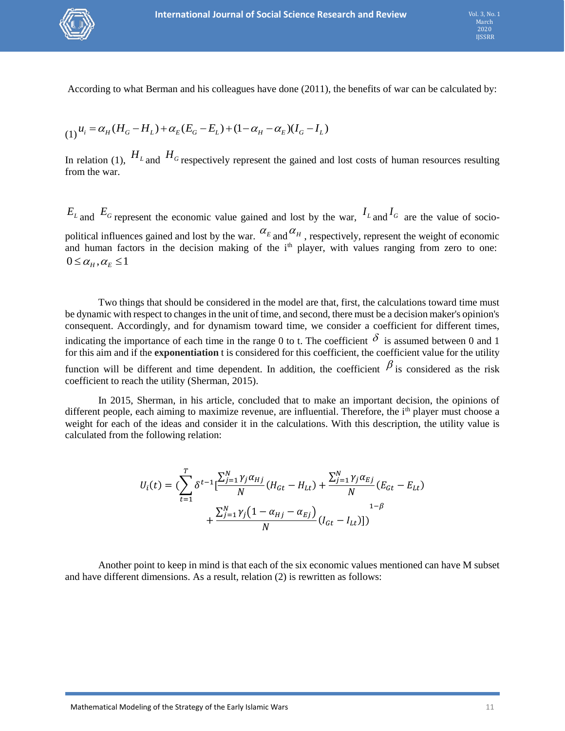According to what Berman and his colleagues have done (2011), the benefits of war can be calculated by:

$$(1)\quad u_i = \alpha_H (H_G - H_L) + \alpha_E (E_G - E_L) + (1 - \alpha_H - \alpha_E)(I_G - I_L)$$

In relation (1), $H_L$ and $H_G$ respectively represent the gained and lost costs of human resources resulting from the war.

$E_L$ and $E_G$ represent the economic value gained and lost by the war, $I_L$ and $I_G$ are the value of socio-political influences gained and lost by the war. $\alpha_E$ and $\alpha_H$, respectively, represent the weight of economic and human factors in the decision making of the i[th] player, with values ranging from zero to one: $0 \le \alpha_H, \alpha_E \le 1$

Two things that should be considered in the model are that, first, the calculations toward time must be dynamic with respect to changes in the unit of time, and second, there must be a decision maker's opinion's consequent. Accordingly, and for dynamism toward time, we consider a coefficient for different times, indicating the importance of each time in the range 0 to t. The coefficient $\delta$ is assumed between 0 and 1 for this aim and if the **exponentiation** t is considered for this coefficient, the coefficient value for the utility function will be different and time dependent. In addition, the coefficient $\beta$ is considered as the risk coefficient to reach the utility (Sherman, 2015).

In 2015, Sherman, in his article, concluded that to make an important decision, the opinions of different people, each aiming to maximize revenue, are influential. Therefore, the i[th] player must choose a weight for each of the ideas and consider it in the calculations. With this description, the utility value is calculated from the following relation:

$$U_i(t) = \left(\sum_{t=1}^{T} \delta^{t-1} \left[\frac{\sum_{j=1}^{N} \gamma_j \alpha_{Hj}}{N}(H_{Gt} - H_{Lt}) + \frac{\sum_{j=1}^{N} \gamma_j \alpha_{Ej}}{N}(E_{Gt} - E_{Lt}) + \frac{\sum_{j=1}^{N} \gamma_j \left(1 - \alpha_{Hj} - \alpha_{Ej}\right)}{N}(I_{Gt} - I_{Lt})\right]\right)^{1-\beta}$$

Another point to keep in mind is that each of the six economic values mentioned can have M subset and have different dimensions. As a result, relation (2) is rewritten as follows: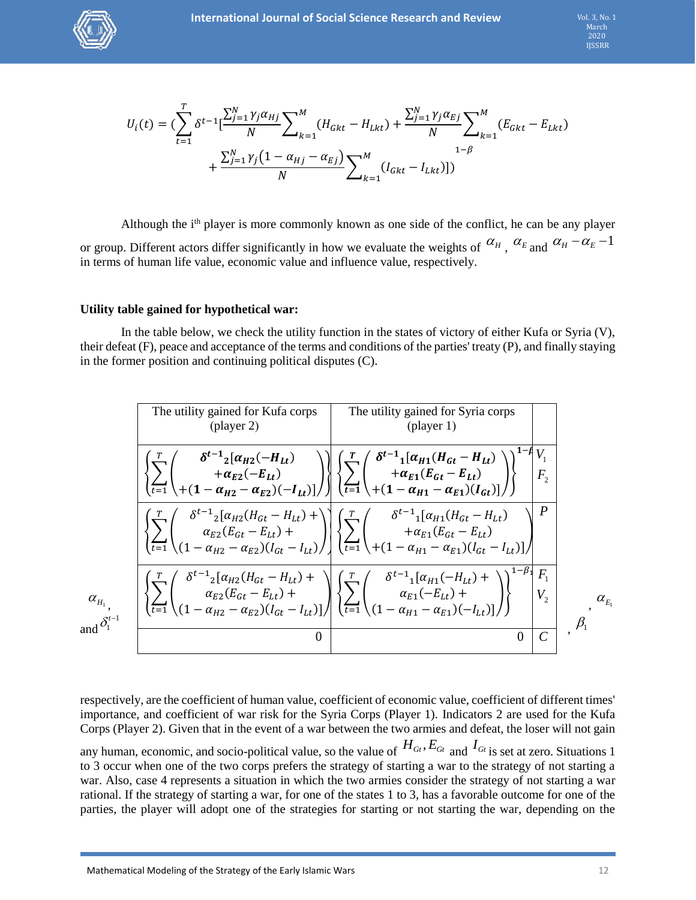$$U_i(t) = \left(\sum_{t=1}^{T} \delta^{t-1}\left[\frac{\sum_{j=1}^{N}\gamma_j\alpha_{Hj}}{N}\sum_{k=1}^{M}(H_{Gkt} - H_{Lkt}) + \frac{\sum_{j=1}^{N}\gamma_j\alpha_{Ej}}{N}\sum_{k=1}^{M}(E_{Gkt} - E_{Lkt}) + \frac{\sum_{j=1}^{N}\gamma_j\left(1-\alpha_{Hj}-\alpha_{Ej}\right)}{N}\sum_{k=1}^{M}(I_{Gkt} - I_{Lkt})\right]\right)^{1-\beta}$$

Although the i[th] player is more commonly known as one side of the conflict, he can be any player or group. Different actors differ significantly in how we evaluate the weights of $\alpha_H$, $\alpha_E$ and $\alpha_H - \alpha_E - 1$ in terms of human life value, economic value and influence value, respectively.

**Utility table gained for hypothetical war:**

In the table below, we check the utility function in the states of victory of either Kufa or Syria (V), their defeat (F), peace and acceptance of the terms and conditions of the parties' treaty (P), and finally staying in the former position and continuing political disputes (C).

| The utility gained for Kufa corps (player 2) | The utility gained for Syria corps (player 1) | |
|---|---|---|
| $\left\{\sum_{t=1}^{T}\left(\begin{matrix}\delta^{t-1}{}_2[\alpha_{H2}(-H_{Lt})\\+\alpha_{E2}(-E_{Lt})\\+(1-\alpha_{H2}-\alpha_{E2})(-I_{Lt})]\end{matrix}\right)\right\}$ | $\left\{\sum_{t=1}^{T}\left(\begin{matrix}\delta^{t-1}{}_1[\alpha_{H1}(H_{Gt}-H_{Lt})\\+\alpha_{E1}(E_{Gt}-E_{Lt})\\+(1-\alpha_{H1}-\alpha_{E1})(I_{Gt})]\end{matrix}\right)\right\}^{1-\beta}$ | $V_1$ $F_2$ |
| $\left\{\sum_{t=1}^{T}\left(\begin{matrix}\delta^{t-1}{}_2[\alpha_{H2}(H_{Gt}-H_{Lt})+\\\alpha_{E2}(E_{Gt}-E_{Lt})+\\(1-\alpha_{H2}-\alpha_{E2})(I_{Gt}-I_{Lt})\end{matrix}\right)\right\}$ | $\left\{\sum_{t=1}^{T}\left(\begin{matrix}\delta^{t-1}{}_1[\alpha_{H1}(H_{Gt}-H_{Lt})\\+\alpha_{E1}(E_{Gt}-E_{Lt})\\+(1-\alpha_{H1}-\alpha_{E1})(I_{Gt}-I_{Lt})]\end{matrix}\right)\right\}$ | $P$ |
| $\left\{\sum_{t=1}^{T}\left(\begin{matrix}\delta^{t-1}{}_2[\alpha_{H2}(H_{Gt}-H_{Lt})+\\\alpha_{E2}(E_{Gt}-E_{Lt})+\\(1-\alpha_{H2}-\alpha_{E2})(I_{Gt}-I_{Lt})]\end{matrix}\right)\right\}$ | $\left\{\sum_{t=1}^{T}\left(\begin{matrix}\delta^{t-1}{}_1[\alpha_{H1}(-H_{Lt})+\\\alpha_{E1}(-E_{Lt})+\\(1-\alpha_{H1}-\alpha_{E1})(-I_{Lt})]\end{matrix}\right)\right\}^{1-\beta_1}$ | $F_1$ $V_2$ |
| 0 | 0 | $C$ |

$\alpha_{H_1}$, $\alpha_{E_1}$, $\delta_1^{t-1}$ and $\beta_1$ respectively, are the coefficient of human value, coefficient of economic value, coefficient of different times' importance, and coefficient of war risk for the Syria Corps (Player 1). Indicators 2 are used for the Kufa Corps (Player 2). Given that in the event of a war between the two armies and defeat, the loser will not gain any human, economic, and socio-political value, so the value of $H_{Gt}, E_{Gt}$ and $I_{Gt}$ is set at zero. Situations 1 to 3 occur when one of the two corps prefers the strategy of starting a war to the strategy of not starting a war. Also, case 4 represents a situation in which the two armies consider the strategy of not starting a war rational. If the strategy of starting a war, for one of the states 1 to 3, has a favorable outcome for one of the parties, the player will adopt one of the strategies for starting or not starting the war, depending on the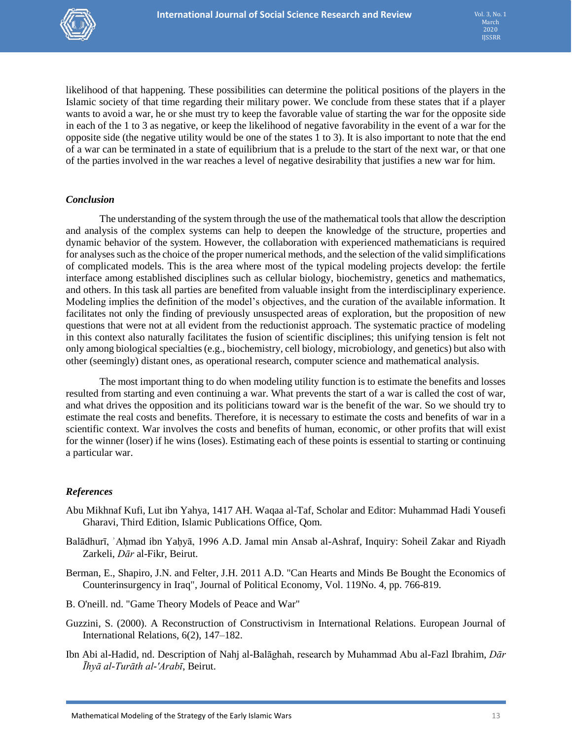likelihood of that happening. These possibilities can determine the political positions of the players in the Islamic society of that time regarding their military power. We conclude from these states that if a player wants to avoid a war, he or she must try to keep the favorable value of starting the war for the opposite side in each of the 1 to 3 as negative, or keep the likelihood of negative favorability in the event of a war for the opposite side (the negative utility would be one of the states 1 to 3). It is also important to note that the end of a war can be terminated in a state of equilibrium that is a prelude to the start of the next war, or that one of the parties involved in the war reaches a level of negative desirability that justifies a new war for him.

### *Conclusion*

The understanding of the system through the use of the mathematical tools that allow the description and analysis of the complex systems can help to deepen the knowledge of the structure, properties and dynamic behavior of the system. However, the collaboration with experienced mathematicians is required for analyses such as the choice of the proper numerical methods, and the selection of the valid simplifications of complicated models. This is the area where most of the typical modeling projects develop: the fertile interface among established disciplines such as cellular biology, biochemistry, genetics and mathematics, and others. In this task all parties are benefited from valuable insight from the interdisciplinary experience. Modeling implies the definition of the model's objectives, and the curation of the available information. It facilitates not only the finding of previously unsuspected areas of exploration, but the proposition of new questions that were not at all evident from the reductionist approach. The systematic practice of modeling in this context also naturally facilitates the fusion of scientific disciplines; this unifying tension is felt not only among biological specialties (e.g., biochemistry, cell biology, microbiology, and genetics) but also with other (seemingly) distant ones, as operational research, computer science and mathematical analysis.

The most important thing to do when modeling utility function is to estimate the benefits and losses resulted from starting and even continuing a war. What prevents the start of a war is called the cost of war, and what drives the opposition and its politicians toward war is the benefit of the war. So we should try to estimate the real costs and benefits. Therefore, it is necessary to estimate the costs and benefits of war in a scientific context. War involves the costs and benefits of human, economic, or other profits that will exist for the winner (loser) if he wins (loses). Estimating each of these points is essential to starting or continuing a particular war.

### *References*

Abu Mikhnaf Kufi, Lut ibn Yahya, 1417 AH. Waqaa al-Taf, Scholar and Editor: Muhammad Hadi Yousefi Gharavi, Third Edition, Islamic Publications Office, Qom.

Balādhurī, ʾAḥmad ibn Yaḥyā, 1996 A.D. Jamal min Ansab al-Ashraf, Inquiry: Soheil Zakar and Riyadh Zarkeli, *Dār* al-Fikr, Beirut.

Berman, E., Shapiro, J.N. and Felter, J.H. 2011 A.D. "Can Hearts and Minds Be Bought the Economics of Counterinsurgency in Iraq", Journal of Political Economy, Vol. 119No. 4, pp. 766-819.

B. O'neill. nd. "Game Theory Models of Peace and War"

Guzzini, S. (2000). A Reconstruction of Constructivism in International Relations. European Journal of International Relations, 6(2), 147–182.

Ibn Abi al-Hadid, nd. Description of Nahj al-Balāghah, research by Muhammad Abu al-Fazl Ibrahim, *Dār Īhyā al-Turāth al-'Arabī*, Beirut.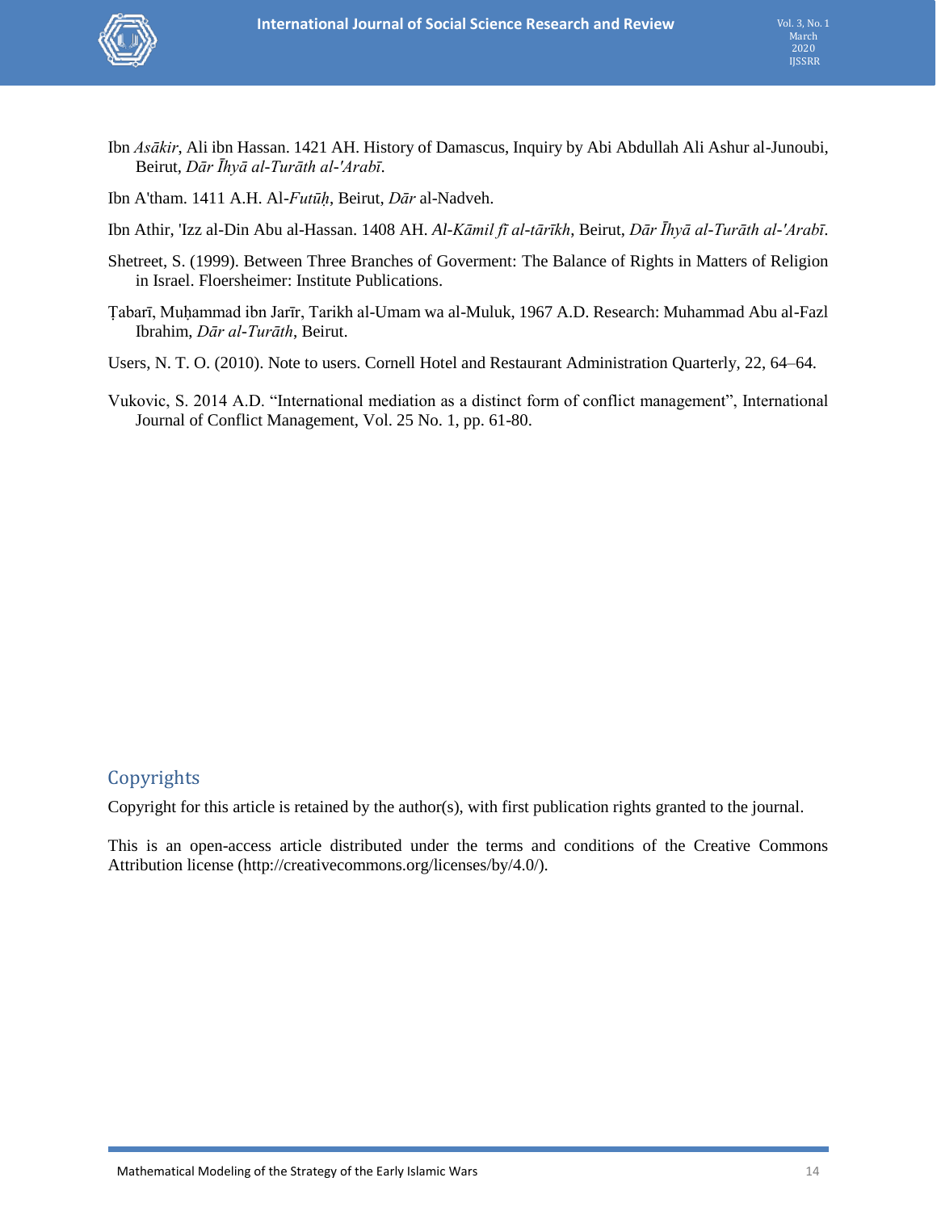Ibn *Asākir*, Ali ibn Hassan. 1421 AH. History of Damascus, Inquiry by Abi Abdullah Ali Ashur al-Junoubi, Beirut, *Dār Īhyā al-Turāth al-'Arabī*.

Ibn A'tham. 1411 A.H. Al-*Futūḥ*, Beirut, *Dār* al-Nadveh.

Ibn Athir, 'Izz al-Din Abu al-Hassan. 1408 AH. *Al-Kāmil fī al-tārīkh*, Beirut, *Dār Īhyā al-Turāth al-'Arabī*.

Shetreet, S. (1999). Between Three Branches of Goverment: The Balance of Rights in Matters of Religion in Israel. Floersheimer: Institute Publications.

Ṭabarī, Muḥammad ibn Jarīr, Tarikh al-Umam wa al-Muluk, 1967 A.D. Research: Muhammad Abu al-Fazl Ibrahim, *Dār al-Turāth*, Beirut.

Users, N. T. O. (2010). Note to users. Cornell Hotel and Restaurant Administration Quarterly, 22, 64–64.

Vukovic, S. 2014 A.D. "International mediation as a distinct form of conflict management", International Journal of Conflict Management, Vol. 25 No. 1, pp. 61-80.

## Copyrights

Copyright for this article is retained by the author(s), with first publication rights granted to the journal.

This is an open-access article distributed under the terms and conditions of the Creative Commons Attribution license (http://creativecommons.org/licenses/by/4.0/).